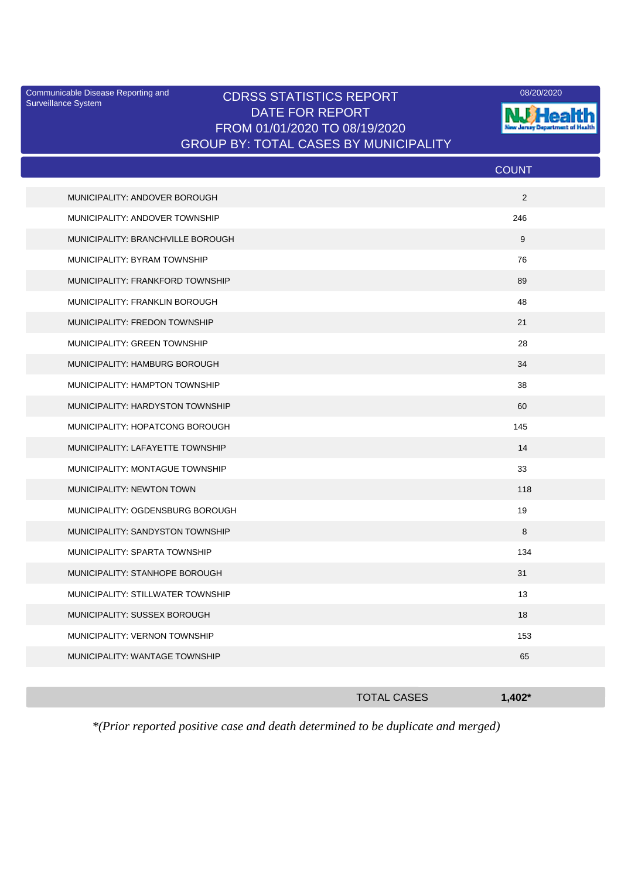Communicable Disease Reporting and Surveillance System

# CDRSS STATISTICS REPORT
## DATE FOR REPORT
## FROM 01/01/2020 TO 08/19/2020
## GROUP BY: TOTAL CASES BY MUNICIPALITY

08/20/2020

NJ Health New Jersey Department of Health

| | COUNT |
|---|---|
| MUNICIPALITY: ANDOVER BOROUGH | 2 |
| MUNICIPALITY: ANDOVER TOWNSHIP | 246 |
| MUNICIPALITY: BRANCHVILLE BOROUGH | 9 |
| MUNICIPALITY: BYRAM TOWNSHIP | 76 |
| MUNICIPALITY: FRANKFORD TOWNSHIP | 89 |
| MUNICIPALITY: FRANKLIN BOROUGH | 48 |
| MUNICIPALITY: FREDON TOWNSHIP | 21 |
| MUNICIPALITY: GREEN TOWNSHIP | 28 |
| MUNICIPALITY: HAMBURG BOROUGH | 34 |
| MUNICIPALITY: HAMPTON TOWNSHIP | 38 |
| MUNICIPALITY: HARDYSTON TOWNSHIP | 60 |
| MUNICIPALITY: HOPATCONG BOROUGH | 145 |
| MUNICIPALITY: LAFAYETTE TOWNSHIP | 14 |
| MUNICIPALITY: MONTAGUE TOWNSHIP | 33 |
| MUNICIPALITY: NEWTON TOWN | 118 |
| MUNICIPALITY: OGDENSBURG BOROUGH | 19 |
| MUNICIPALITY: SANDYSTON TOWNSHIP | 8 |
| MUNICIPALITY: SPARTA TOWNSHIP | 134 |
| MUNICIPALITY: STANHOPE BOROUGH | 31 |
| MUNICIPALITY: STILLWATER TOWNSHIP | 13 |
| MUNICIPALITY: SUSSEX BOROUGH | 18 |
| MUNICIPALITY: VERNON TOWNSHIP | 153 |
| MUNICIPALITY: WANTAGE TOWNSHIP | 65 |
| TOTAL CASES | **1,402*** |

*\*(Prior reported positive case and death determined to be duplicate and merged)*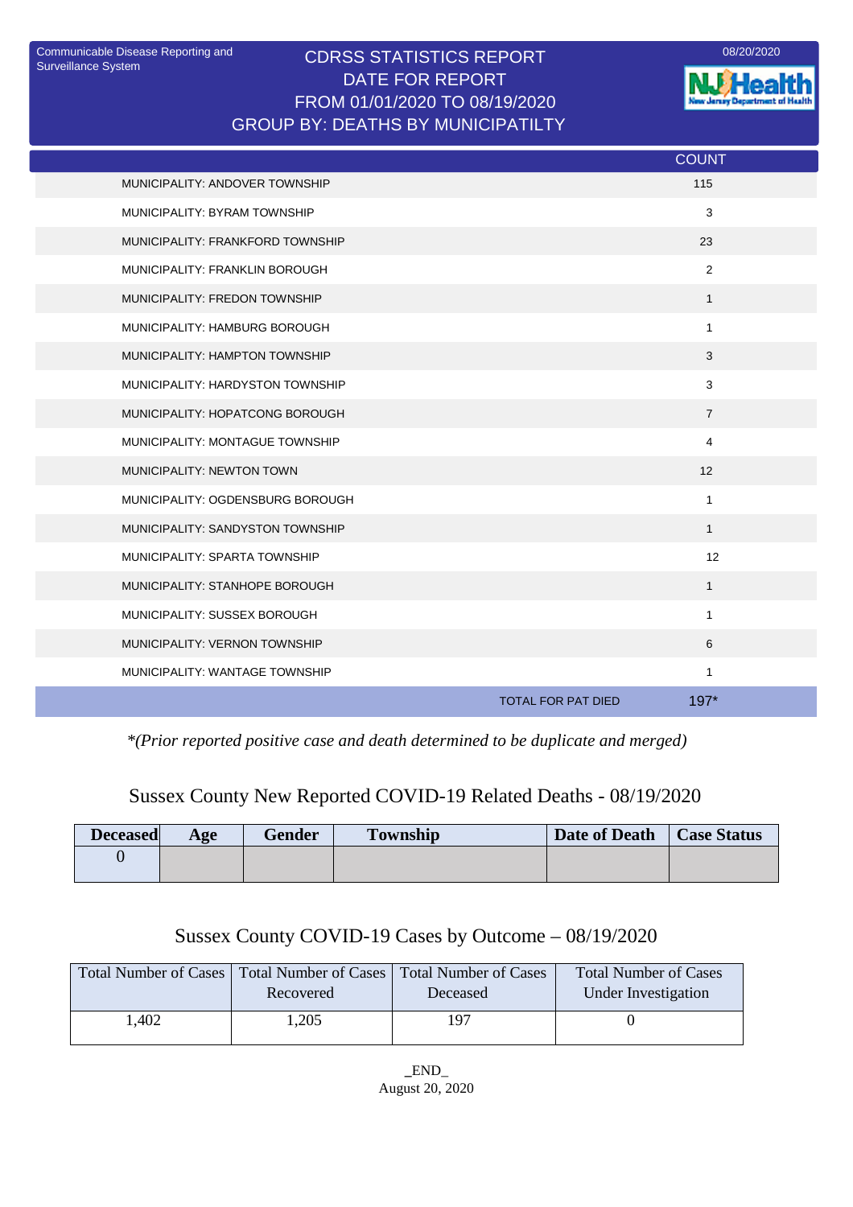Communicable Disease Reporting and Surveillance System

08/20/2020

# CDRSS STATISTICS REPORT
## DATE FOR REPORT
## FROM 01/01/2020 TO 08/19/2020
## GROUP BY: DEATHS BY MUNICIPATILTY

| | COUNT |
|---|---|
| MUNICIPALITY: ANDOVER TOWNSHIP | 115 |
| MUNICIPALITY: BYRAM TOWNSHIP | 3 |
| MUNICIPALITY: FRANKFORD TOWNSHIP | 23 |
| MUNICIPALITY: FRANKLIN BOROUGH | 2 |
| MUNICIPALITY: FREDON TOWNSHIP | 1 |
| MUNICIPALITY: HAMBURG BOROUGH | 1 |
| MUNICIPALITY: HAMPTON TOWNSHIP | 3 |
| MUNICIPALITY: HARDYSTON TOWNSHIP | 3 |
| MUNICIPALITY: HOPATCONG BOROUGH | 7 |
| MUNICIPALITY: MONTAGUE TOWNSHIP | 4 |
| MUNICIPALITY: NEWTON TOWN | 12 |
| MUNICIPALITY: OGDENSBURG BOROUGH | 1 |
| MUNICIPALITY: SANDYSTON TOWNSHIP | 1 |
| MUNICIPALITY: SPARTA TOWNSHIP | 12 |
| MUNICIPALITY: STANHOPE BOROUGH | 1 |
| MUNICIPALITY: SUSSEX BOROUGH | 1 |
| MUNICIPALITY: VERNON TOWNSHIP | 6 |
| MUNICIPALITY: WANTAGE TOWNSHIP | 1 |
| TOTAL FOR PAT DIED | 197* |

*\*(Prior reported positive case and death determined to be duplicate and merged)*

## Sussex County New Reported COVID-19 Related Deaths - 08/19/2020

| Deceased | Age | Gender | Township | Date of Death | Case Status |
|---|---|---|---|---|---|
| 0 | | | | | |

## Sussex County COVID-19 Cases by Outcome – 08/19/2020

| Total Number of Cases | Total Number of Cases Recovered | Total Number of Cases Deceased | Total Number of Cases Under Investigation |
|---|---|---|---|
| 1,402 | 1,205 | 197 | 0 |

_END_
August 20, 2020